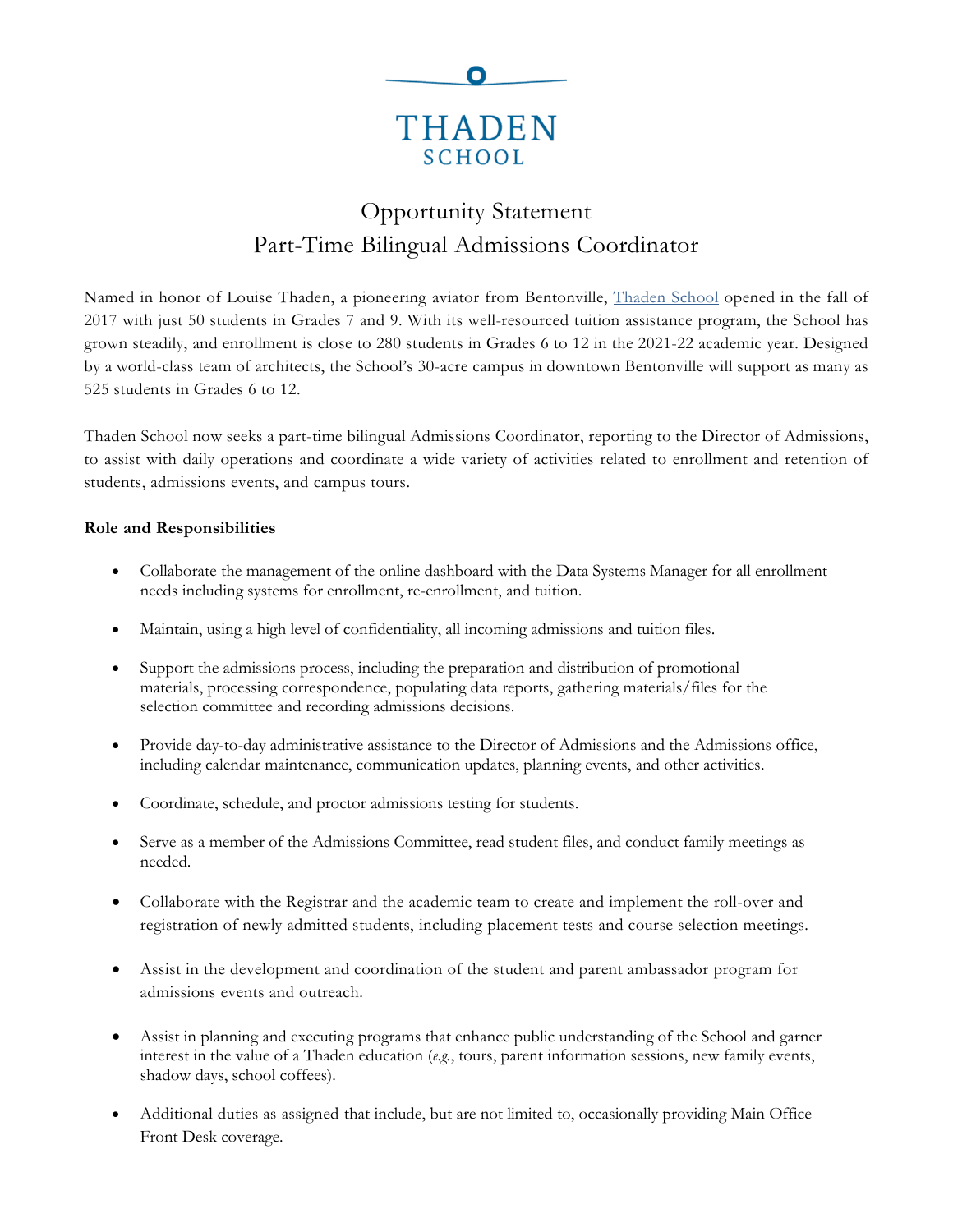THADEN
SCHOOL

# Opportunity Statement
## Part-Time Bilingual Admissions Coordinator

Named in honor of Louise Thaden, a pioneering aviator from Bentonville, Thaden School opened in the fall of 2017 with just 50 students in Grades 7 and 9. With its well-resourced tuition assistance program, the School has grown steadily, and enrollment is close to 280 students in Grades 6 to 12 in the 2021-22 academic year. Designed by a world-class team of architects, the School's 30-acre campus in downtown Bentonville will support as many as 525 students in Grades 6 to 12.

Thaden School now seeks a part-time bilingual Admissions Coordinator, reporting to the Director of Admissions, to assist with daily operations and coordinate a wide variety of activities related to enrollment and retention of students, admissions events, and campus tours.

**Role and Responsibilities**

- Collaborate the management of the online dashboard with the Data Systems Manager for all enrollment needs including systems for enrollment, re-enrollment, and tuition.
- Maintain, using a high level of confidentiality, all incoming admissions and tuition files.
- Support the admissions process, including the preparation and distribution of promotional materials, processing correspondence, populating data reports, gathering materials/files for the selection committee and recording admissions decisions.
- Provide day-to-day administrative assistance to the Director of Admissions and the Admissions office, including calendar maintenance, communication updates, planning events, and other activities.
- Coordinate, schedule, and proctor admissions testing for students.
- Serve as a member of the Admissions Committee, read student files, and conduct family meetings as needed.
- Collaborate with the Registrar and the academic team to create and implement the roll-over and registration of newly admitted students, including placement tests and course selection meetings.
- Assist in the development and coordination of the student and parent ambassador program for admissions events and outreach.
- Assist in planning and executing programs that enhance public understanding of the School and garner interest in the value of a Thaden education (*e.g.*, tours, parent information sessions, new family events, shadow days, school coffees).
- Additional duties as assigned that include, but are not limited to, occasionally providing Main Office Front Desk coverage.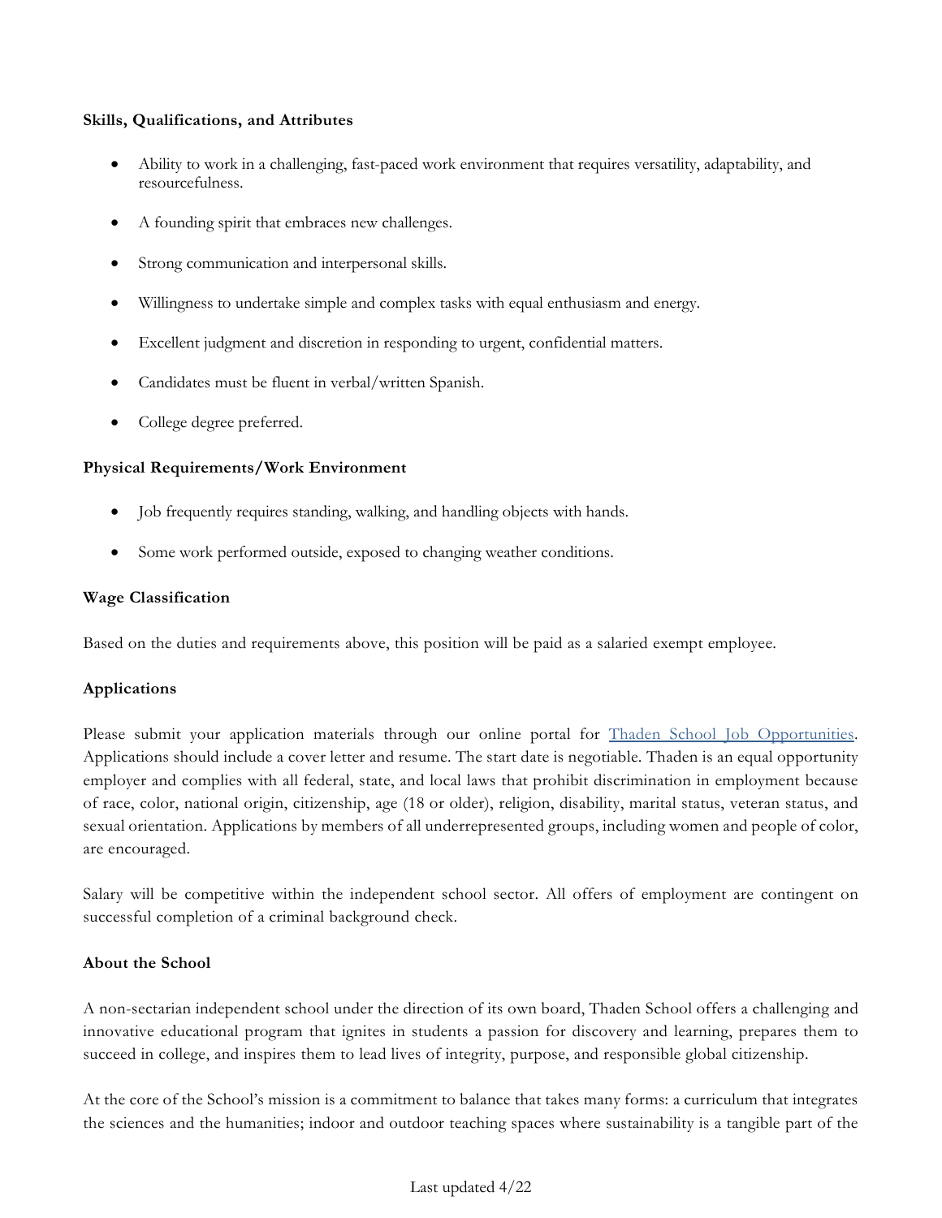**Skills, Qualifications, and Attributes**

- Ability to work in a challenging, fast-paced work environment that requires versatility, adaptability, and resourcefulness.
- A founding spirit that embraces new challenges.
- Strong communication and interpersonal skills.
- Willingness to undertake simple and complex tasks with equal enthusiasm and energy.
- Excellent judgment and discretion in responding to urgent, confidential matters.
- Candidates must be fluent in verbal/written Spanish.
- College degree preferred.

**Physical Requirements/Work Environment**

- Job frequently requires standing, walking, and handling objects with hands.
- Some work performed outside, exposed to changing weather conditions.

**Wage Classification**

Based on the duties and requirements above, this position will be paid as a salaried exempt employee.

**Applications**

Please submit your application materials through our online portal for Thaden School Job Opportunities. Applications should include a cover letter and resume. The start date is negotiable. Thaden is an equal opportunity employer and complies with all federal, state, and local laws that prohibit discrimination in employment because of race, color, national origin, citizenship, age (18 or older), religion, disability, marital status, veteran status, and sexual orientation. Applications by members of all underrepresented groups, including women and people of color, are encouraged.

Salary will be competitive within the independent school sector. All offers of employment are contingent on successful completion of a criminal background check.

**About the School**

A non-sectarian independent school under the direction of its own board, Thaden School offers a challenging and innovative educational program that ignites in students a passion for discovery and learning, prepares them to succeed in college, and inspires them to lead lives of integrity, purpose, and responsible global citizenship.

At the core of the School's mission is a commitment to balance that takes many forms: a curriculum that integrates the sciences and the humanities; indoor and outdoor teaching spaces where sustainability is a tangible part of the

Last updated 4/22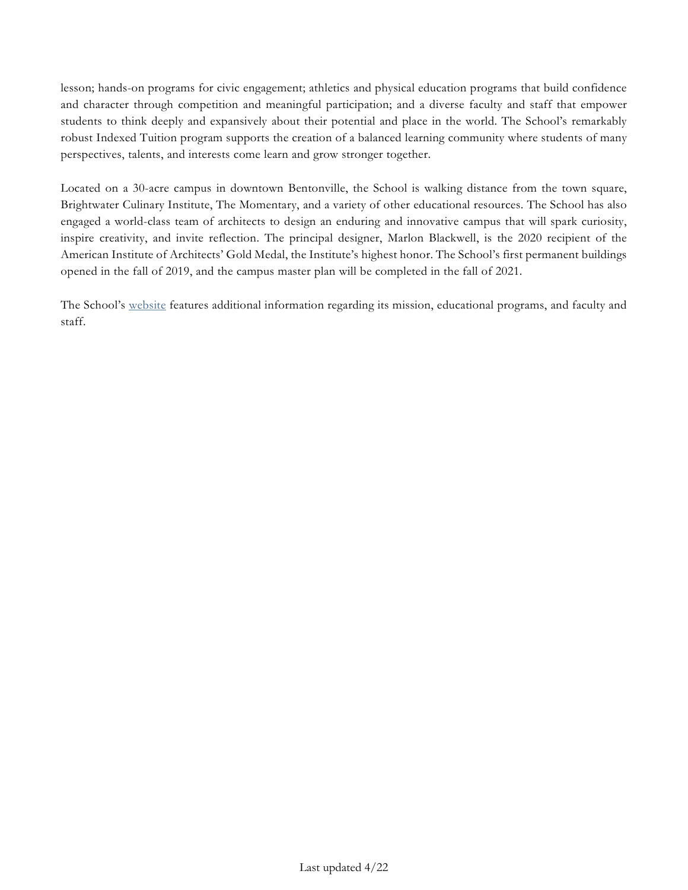lesson; hands-on programs for civic engagement; athletics and physical education programs that build confidence and character through competition and meaningful participation; and a diverse faculty and staff that empower students to think deeply and expansively about their potential and place in the world. The School's remarkably robust Indexed Tuition program supports the creation of a balanced learning community where students of many perspectives, talents, and interests come learn and grow stronger together.

Located on a 30-acre campus in downtown Bentonville, the School is walking distance from the town square, Brightwater Culinary Institute, The Momentary, and a variety of other educational resources. The School has also engaged a world-class team of architects to design an enduring and innovative campus that will spark curiosity, inspire creativity, and invite reflection. The principal designer, Marlon Blackwell, is the 2020 recipient of the American Institute of Architects' Gold Medal, the Institute's highest honor. The School's first permanent buildings opened in the fall of 2019, and the campus master plan will be completed in the fall of 2021.

The School's website features additional information regarding its mission, educational programs, and faculty and staff.

Last updated 4/22